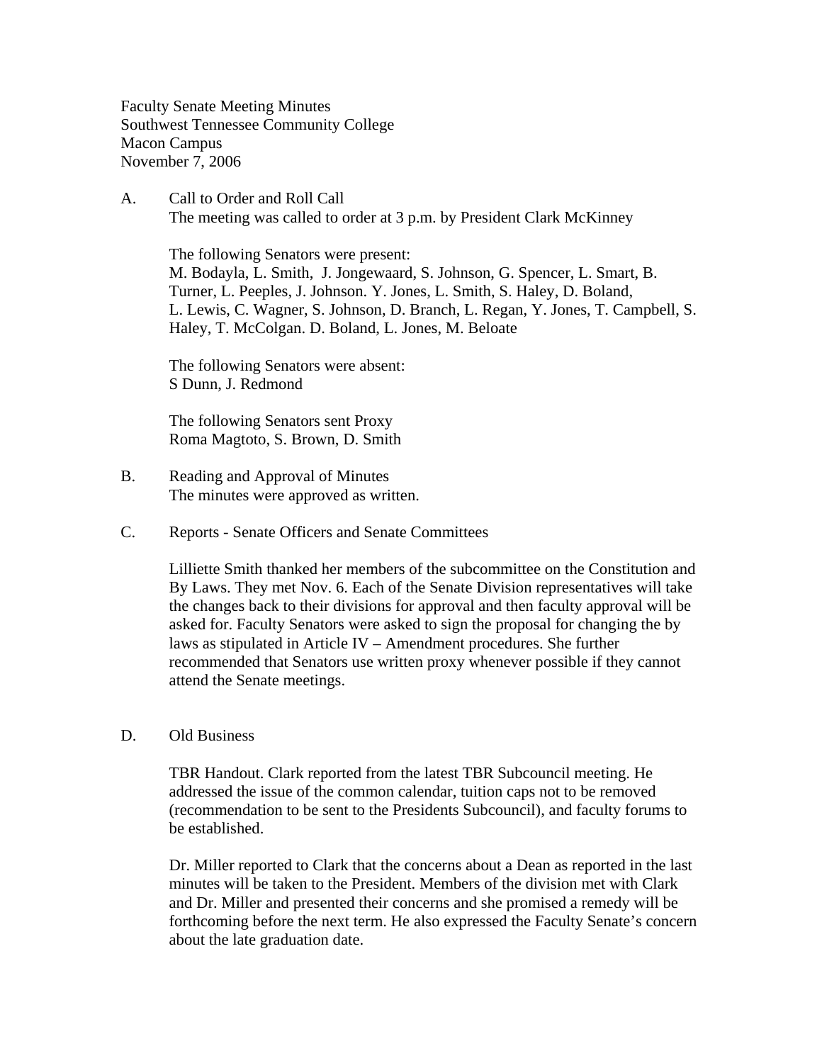Faculty Senate Meeting Minutes
Southwest Tennessee Community College
Macon Campus
November 7, 2006

A. Call to Order and Roll Call

The meeting was called to order at 3 p.m. by President Clark McKinney

The following Senators were present:
M. Bodayla, L. Smith, J. Jongewaard, S. Johnson, G. Spencer, L. Smart, B. Turner, L. Peeples, J. Johnson. Y. Jones, L. Smith, S. Haley, D. Boland, L. Lewis, C. Wagner, S. Johnson, D. Branch, L. Regan, Y. Jones, T. Campbell, S. Haley, T. McColgan. D. Boland, L. Jones, M. Beloate

The following Senators were absent:
S Dunn, J. Redmond

The following Senators sent Proxy
Roma Magtoto, S. Brown, D. Smith

B. Reading and Approval of Minutes

The minutes were approved as written.

C. Reports - Senate Officers and Senate Committees

Lilliette Smith thanked her members of the subcommittee on the Constitution and By Laws. They met Nov. 6. Each of the Senate Division representatives will take the changes back to their divisions for approval and then faculty approval will be asked for. Faculty Senators were asked to sign the proposal for changing the by laws as stipulated in Article IV – Amendment procedures. She further recommended that Senators use written proxy whenever possible if they cannot attend the Senate meetings.

D. Old Business

TBR Handout. Clark reported from the latest TBR Subcouncil meeting. He addressed the issue of the common calendar, tuition caps not to be removed (recommendation to be sent to the Presidents Subcouncil), and faculty forums to be established.

Dr. Miller reported to Clark that the concerns about a Dean as reported in the last minutes will be taken to the President. Members of the division met with Clark and Dr. Miller and presented their concerns and she promised a remedy will be forthcoming before the next term. He also expressed the Faculty Senate's concern about the late graduation date.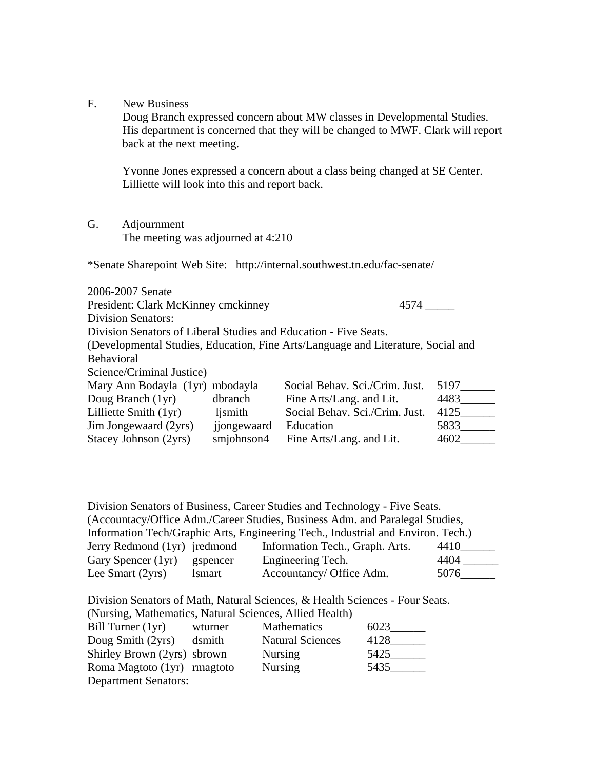F. New Business

Doug Branch expressed concern about MW classes in Developmental Studies. His department is concerned that they will be changed to MWF. Clark will report back at the next meeting.

Yvonne Jones expressed a concern about a class being changed at SE Center. Lilliette will look into this and report back.

G. Adjournment

The meeting was adjourned at 4:210

*Senate Sharepoint Web Site: http://internal.southwest.tn.edu/fac-senate/

2006-2007 Senate

President: Clark McKinney cmckinney 4574 _____

Division Senators:

Division Senators of Liberal Studies and Education - Five Seats.

(Developmental Studies, Education, Fine Arts/Language and Literature, Social and Behavioral Science/Criminal Justice)

| | | | |
|---|---|---|---|
| Mary Ann Bodayla (1yr) | mbodayla | Social Behav. Sci./Crim. Just. | 5197______ |
| Doug Branch (1yr) | dbranch | Fine Arts/Lang. and Lit. | 4483______ |
| Lilliette Smith (1yr) | ljsmith | Social Behav. Sci./Crim. Just. | 4125______ |
| Jim Jongewaard (2yrs) | jjongewaard | Education | 5833______ |
| Stacey Johnson (2yrs) | smjohnson4 | Fine Arts/Lang. and Lit. | 4602______ |

Division Senators of Business, Career Studies and Technology - Five Seats.

(Accountancy/Office Adm./Career Studies, Business Adm. and Paralegal Studies, Information Tech/Graphic Arts, Engineering Tech., Industrial and Environ. Tech.)

| | | | |
|---|---|---|---|
| Jerry Redmond (1yr) | jredmond | Information Tech., Graph. Arts. | 4410______ |
| Gary Spencer (1yr) | gspencer | Engineering Tech. | 4404 ______ |
| Lee Smart (2yrs) | lsmart | Accountancy/ Office Adm. | 5076______ |

Division Senators of Math, Natural Sciences, & Health Sciences - Four Seats.

(Nursing, Mathematics, Natural Sciences, Allied Health)

| | | | |
|---|---|---|---|
| Bill Turner (1yr) | wturner | Mathematics | 6023______ |
| Doug Smith (2yrs) | dsmith | Natural Sciences | 4128______ |
| Shirley Brown (2yrs) | sbrown | Nursing | 5425______ |
| Roma Magtoto (1yr) | rmagtoto | Nursing | 5435______ |

Department Senators: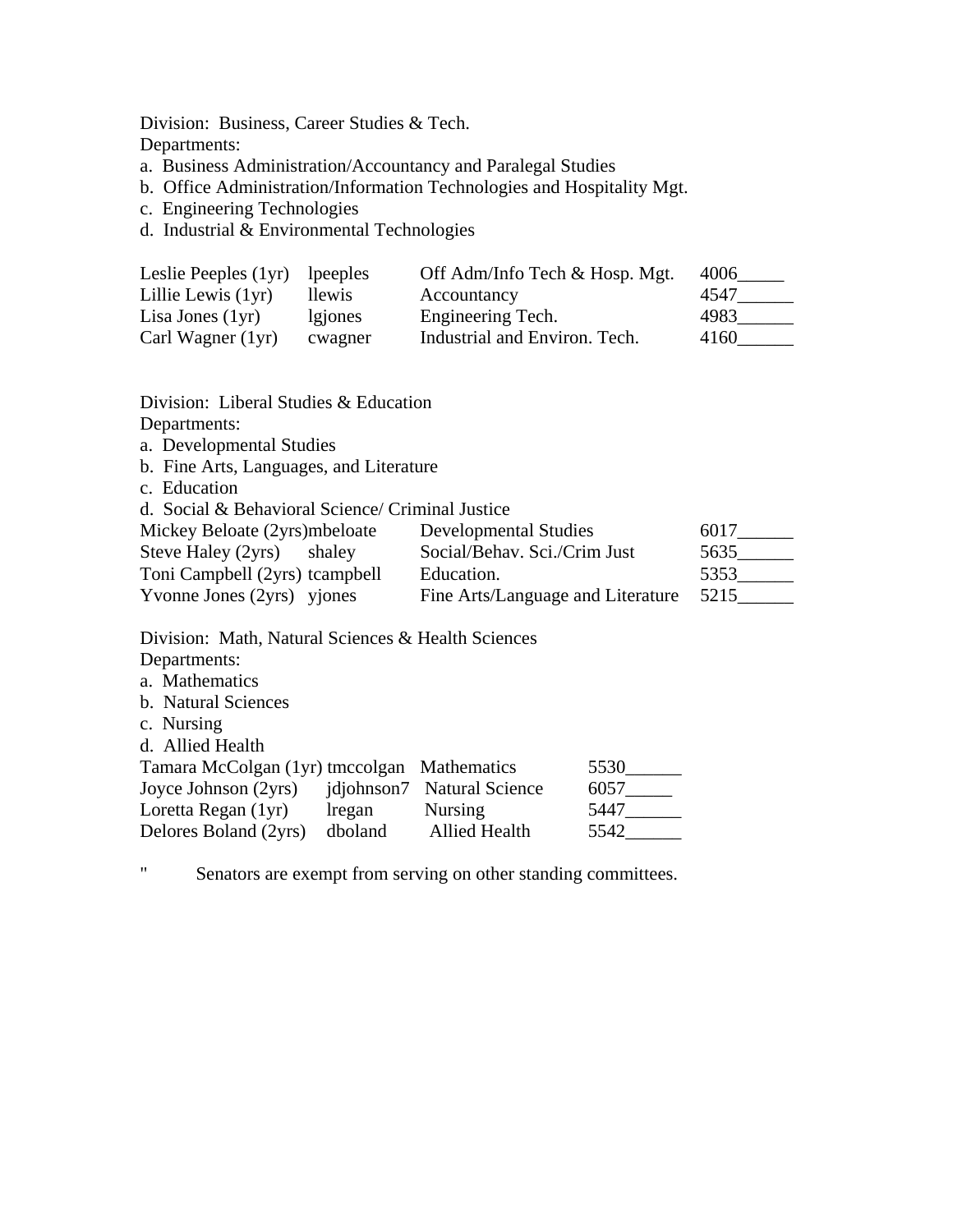Division: Business, Career Studies & Tech.

Departments:

a. Business Administration/Accountancy and Paralegal Studies

b. Office Administration/Information Technologies and Hospitality Mgt.

c. Engineering Technologies

d. Industrial & Environmental Technologies

| | | | |
|---|---|---|---|
| Leslie Peeples (1yr) | lpeeples | Off Adm/Info Tech & Hosp. Mgt. | 4006_____ |
| Lillie Lewis (1yr) | llewis | Accountancy | 4547______ |
| Lisa Jones (1yr) | lgjones | Engineering Tech. | 4983______ |
| Carl Wagner (1yr) | cwagner | Industrial and Environ. Tech. | 4160______ |

Division: Liberal Studies & Education

Departments:

a. Developmental Studies

b. Fine Arts, Languages, and Literature

c. Education

d. Social & Behavioral Science/ Criminal Justice

| | | | |
|---|---|---|---|
| Mickey Beloate (2yrs) | mbeloate | Developmental Studies | 6017______ |
| Steve Haley (2yrs) | shaley | Social/Behav. Sci./Crim Just | 5635______ |
| Toni Campbell (2yrs) | tcampbell | Education. | 5353______ |
| Yvonne Jones (2yrs) | yjones | Fine Arts/Language and Literature | 5215______ |

Division: Math, Natural Sciences & Health Sciences

Departments:

a. Mathematics

b. Natural Sciences

c. Nursing

d. Allied Health

| | | | |
|---|---|---|---|
| Tamara McColgan (1yr) | tmccolgan | Mathematics | 5530______ |
| Joyce Johnson (2yrs) | jdjohnson7 | Natural Science | 6057_____ |
| Loretta Regan (1yr) | lregan | Nursing | 5447______ |
| Delores Boland (2yrs) | dboland | Allied Health | 5542______ |

" Senators are exempt from serving on other standing committees.